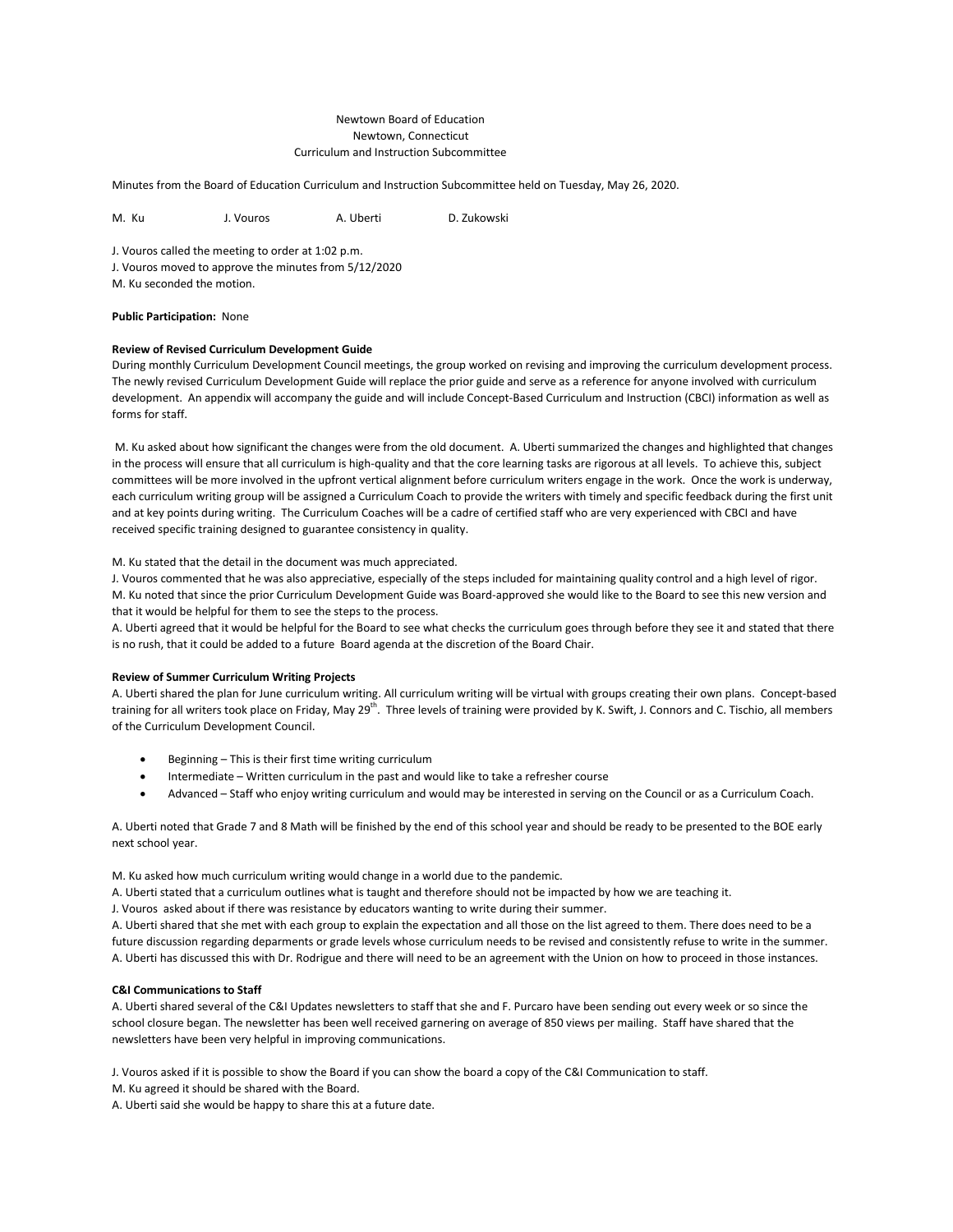Newtown Board of Education
Newtown, Connecticut
Curriculum and Instruction Subcommittee

Minutes from the Board of Education Curriculum and Instruction Subcommittee held on Tuesday, May 26, 2020.

M. Ku J. Vouros A. Uberti D. Zukowski

J. Vouros called the meeting to order at 1:02 p.m.
J. Vouros moved to approve the minutes from 5/12/2020
M. Ku seconded the motion.

**Public Participation:** None

**Review of Revised Curriculum Development Guide**

During monthly Curriculum Development Council meetings, the group worked on revising and improving the curriculum development process. The newly revised Curriculum Development Guide will replace the prior guide and serve as a reference for anyone involved with curriculum development. An appendix will accompany the guide and will include Concept-Based Curriculum and Instruction (CBCI) information as well as forms for staff.

M. Ku asked about how significant the changes were from the old document. A. Uberti summarized the changes and highlighted that changes in the process will ensure that all curriculum is high-quality and that the core learning tasks are rigorous at all levels. To achieve this, subject committees will be more involved in the upfront vertical alignment before curriculum writers engage in the work. Once the work is underway, each curriculum writing group will be assigned a Curriculum Coach to provide the writers with timely and specific feedback during the first unit and at key points during writing. The Curriculum Coaches will be a cadre of certified staff who are very experienced with CBCI and have received specific training designed to guarantee consistency in quality.

M. Ku stated that the detail in the document was much appreciated.
J. Vouros commented that he was also appreciative, especially of the steps included for maintaining quality control and a high level of rigor.
M. Ku noted that since the prior Curriculum Development Guide was Board-approved she would like to the Board to see this new version and that it would be helpful for them to see the steps to the process.
A. Uberti agreed that it would be helpful for the Board to see what checks the curriculum goes through before they see it and stated that there is no rush, that it could be added to a future Board agenda at the discretion of the Board Chair.

**Review of Summer Curriculum Writing Projects**

A. Uberti shared the plan for June curriculum writing. All curriculum writing will be virtual with groups creating their own plans. Concept-based training for all writers took place on Friday, May 29th. Three levels of training were provided by K. Swift, J. Connors and C. Tischio, all members of the Curriculum Development Council.

- Beginning – This is their first time writing curriculum
- Intermediate – Written curriculum in the past and would like to take a refresher course
- Advanced – Staff who enjoy writing curriculum and would may be interested in serving on the Council or as a Curriculum Coach.

A. Uberti noted that Grade 7 and 8 Math will be finished by the end of this school year and should be ready to be presented to the BOE early next school year.

M. Ku asked how much curriculum writing would change in a world due to the pandemic.
A. Uberti stated that a curriculum outlines what is taught and therefore should not be impacted by how we are teaching it.
J. Vouros asked about if there was resistance by educators wanting to write during their summer.
A. Uberti shared that she met with each group to explain the expectation and all those on the list agreed to them. There does need to be a future discussion regarding deparments or grade levels whose curriculum needs to be revised and consistently refuse to write in the summer. A. Uberti has discussed this with Dr. Rodrigue and there will need to be an agreement with the Union on how to proceed in those instances.

**C&I Communications to Staff**

A. Uberti shared several of the C&I Updates newsletters to staff that she and F. Purcaro have been sending out every week or so since the school closure began. The newsletter has been well received garnering on average of 850 views per mailing. Staff have shared that the newsletters have been very helpful in improving communications.

J. Vouros asked if it is possible to show the Board if you can show the board a copy of the C&I Communication to staff.
M. Ku agreed it should be shared with the Board.
A. Uberti said she would be happy to share this at a future date.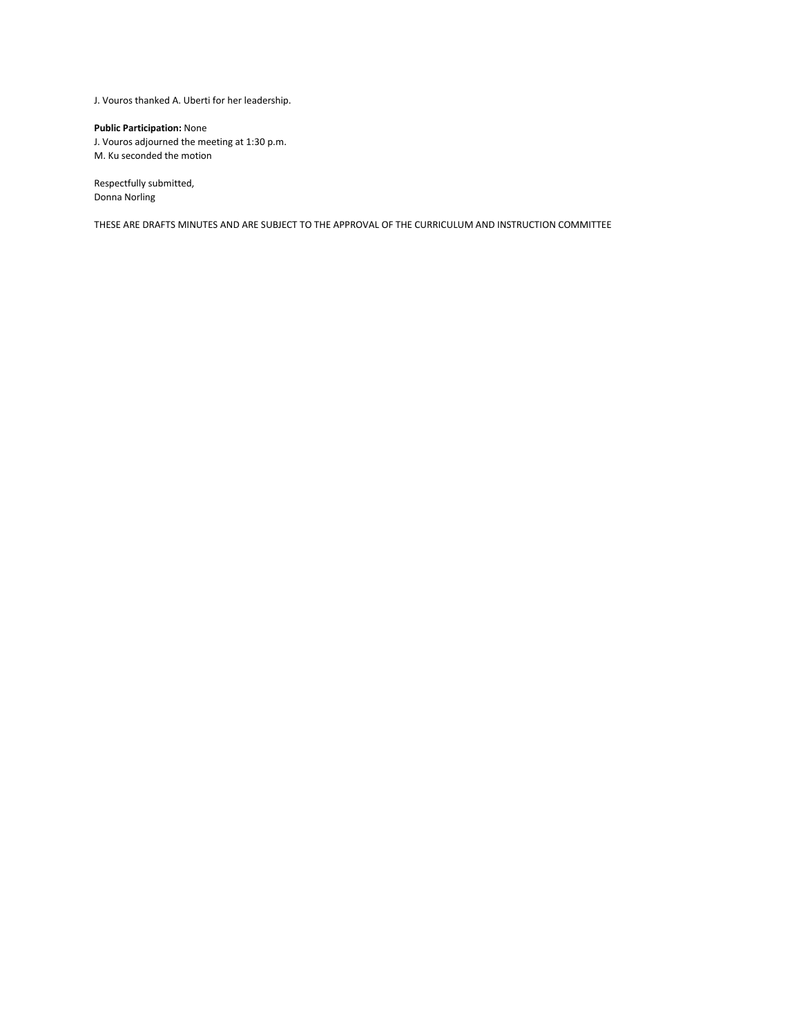J. Vouros thanked A. Uberti for her leadership.

**Public Participation:** None
J. Vouros adjourned the meeting at 1:30 p.m.
M. Ku seconded the motion

Respectfully submitted,
Donna Norling

THESE ARE DRAFTS MINUTES AND ARE SUBJECT TO THE APPROVAL OF THE CURRICULUM AND INSTRUCTION COMMITTEE